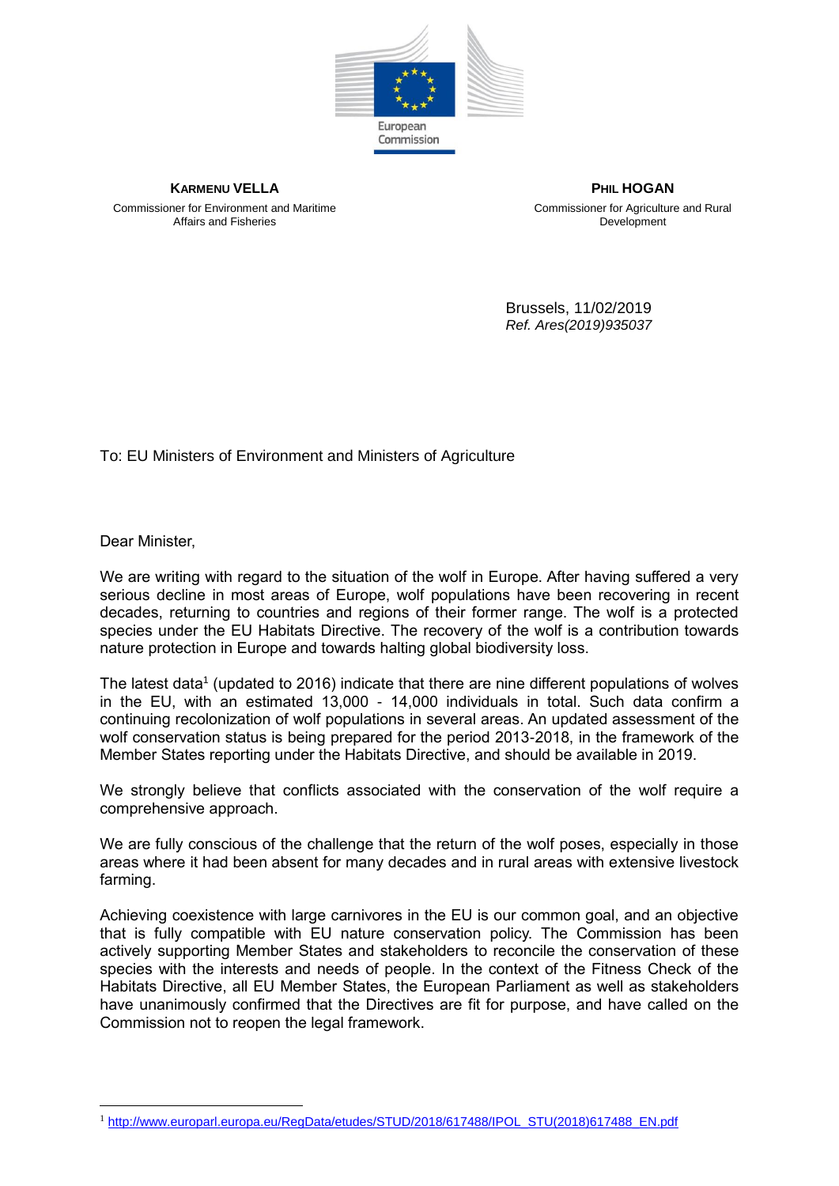European Commission

**KARMENU VELLA**
Commissioner for Environment and Maritime Affairs and Fisheries

**PHIL HOGAN**
Commissioner for Agriculture and Rural Development

Brussels, 11/02/2019
*Ref. Ares(2019)935037*

To: EU Ministers of Environment and Ministers of Agriculture

Dear Minister,

We are writing with regard to the situation of the wolf in Europe. After having suffered a very serious decline in most areas of Europe, wolf populations have been recovering in recent decades, returning to countries and regions of their former range. The wolf is a protected species under the EU Habitats Directive. The recovery of the wolf is a contribution towards nature protection in Europe and towards halting global biodiversity loss.

The latest data[1] (updated to 2016) indicate that there are nine different populations of wolves in the EU, with an estimated 13,000 - 14,000 individuals in total. Such data confirm a continuing recolonization of wolf populations in several areas. An updated assessment of the wolf conservation status is being prepared for the period 2013-2018, in the framework of the Member States reporting under the Habitats Directive, and should be available in 2019.

We strongly believe that conflicts associated with the conservation of the wolf require a comprehensive approach.

We are fully conscious of the challenge that the return of the wolf poses, especially in those areas where it had been absent for many decades and in rural areas with extensive livestock farming.

Achieving coexistence with large carnivores in the EU is our common goal, and an objective that is fully compatible with EU nature conservation policy. The Commission has been actively supporting Member States and stakeholders to reconcile the conservation of these species with the interests and needs of people. In the context of the Fitness Check of the Habitats Directive, all EU Member States, the European Parliament as well as stakeholders have unanimously confirmed that the Directives are fit for purpose, and have called on the Commission not to reopen the legal framework.

---

[1] http://www.europarl.europa.eu/RegData/etudes/STUD/2018/617488/IPOL_STU(2018)617488_EN.pdf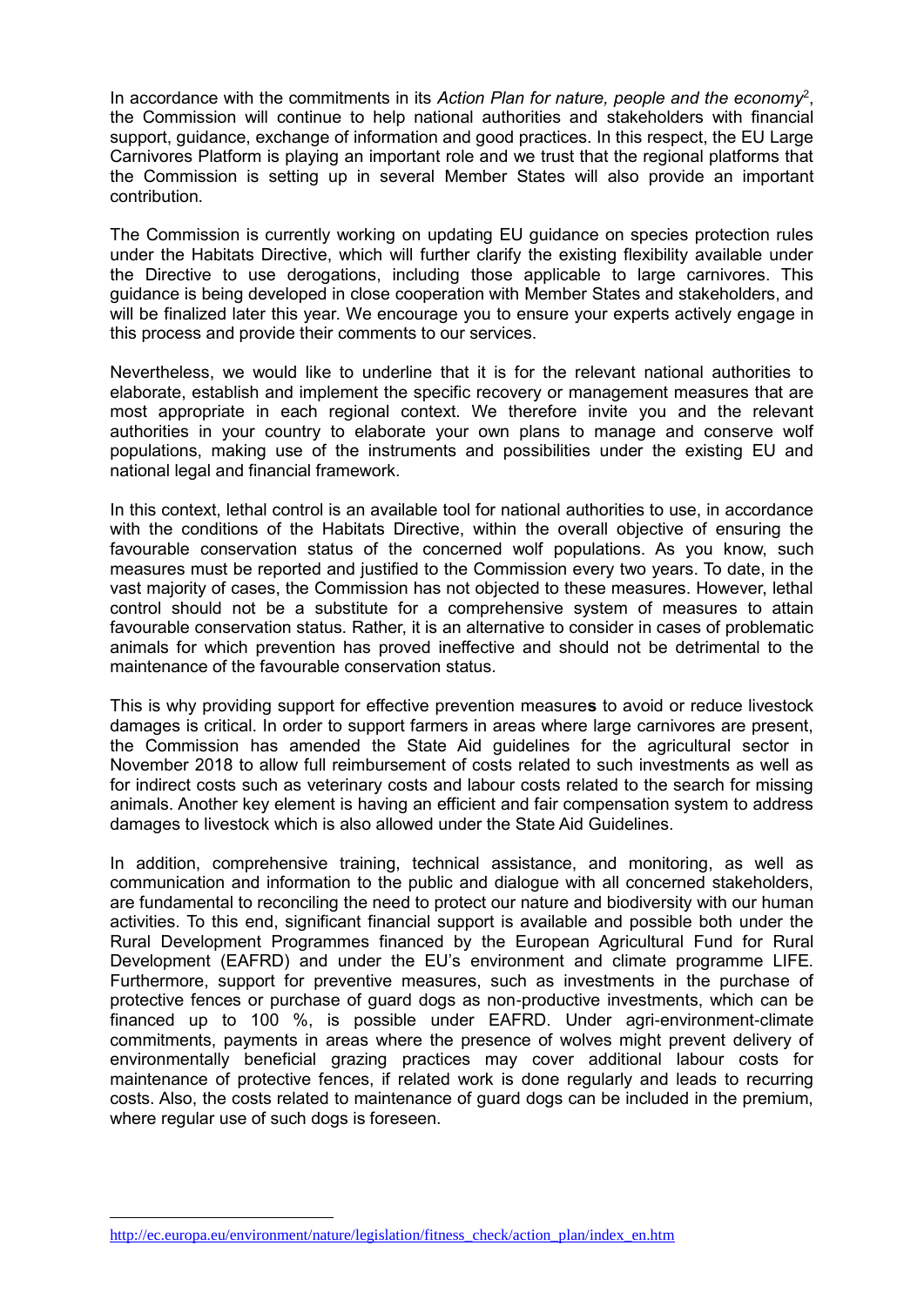In accordance with the commitments in its *Action Plan for nature, people and the economy*[2], the Commission will continue to help national authorities and stakeholders with financial support, guidance, exchange of information and good practices. In this respect, the EU Large Carnivores Platform is playing an important role and we trust that the regional platforms that the Commission is setting up in several Member States will also provide an important contribution.

The Commission is currently working on updating EU guidance on species protection rules under the Habitats Directive, which will further clarify the existing flexibility available under the Directive to use derogations, including those applicable to large carnivores. This guidance is being developed in close cooperation with Member States and stakeholders, and will be finalized later this year. We encourage you to ensure your experts actively engage in this process and provide their comments to our services.

Nevertheless, we would like to underline that it is for the relevant national authorities to elaborate, establish and implement the specific recovery or management measures that are most appropriate in each regional context. We therefore invite you and the relevant authorities in your country to elaborate your own plans to manage and conserve wolf populations, making use of the instruments and possibilities under the existing EU and national legal and financial framework.

In this context, lethal control is an available tool for national authorities to use, in accordance with the conditions of the Habitats Directive, within the overall objective of ensuring the favourable conservation status of the concerned wolf populations. As you know, such measures must be reported and justified to the Commission every two years. To date, in the vast majority of cases, the Commission has not objected to these measures. However, lethal control should not be a substitute for a comprehensive system of measures to attain favourable conservation status. Rather, it is an alternative to consider in cases of problematic animals for which prevention has proved ineffective and should not be detrimental to the maintenance of the favourable conservation status.

This is why providing support for effective prevention measure**s** to avoid or reduce livestock damages is critical. In order to support farmers in areas where large carnivores are present, the Commission has amended the State Aid guidelines for the agricultural sector in November 2018 to allow full reimbursement of costs related to such investments as well as for indirect costs such as veterinary costs and labour costs related to the search for missing animals. Another key element is having an efficient and fair compensation system to address damages to livestock which is also allowed under the State Aid Guidelines.

In addition, comprehensive training, technical assistance, and monitoring, as well as communication and information to the public and dialogue with all concerned stakeholders, are fundamental to reconciling the need to protect our nature and biodiversity with our human activities. To this end, significant financial support is available and possible both under the Rural Development Programmes financed by the European Agricultural Fund for Rural Development (EAFRD) and under the EU's environment and climate programme LIFE. Furthermore, support for preventive measures, such as investments in the purchase of protective fences or purchase of guard dogs as non-productive investments, which can be financed up to 100 %, is possible under EAFRD. Under agri-environment-climate commitments, payments in areas where the presence of wolves might prevent delivery of environmentally beneficial grazing practices may cover additional labour costs for maintenance of protective fences, if related work is done regularly and leads to recurring costs. Also, the costs related to maintenance of guard dogs can be included in the premium, where regular use of such dogs is foreseen.

---

[2] http://ec.europa.eu/environment/nature/legislation/fitness_check/action_plan/index_en.htm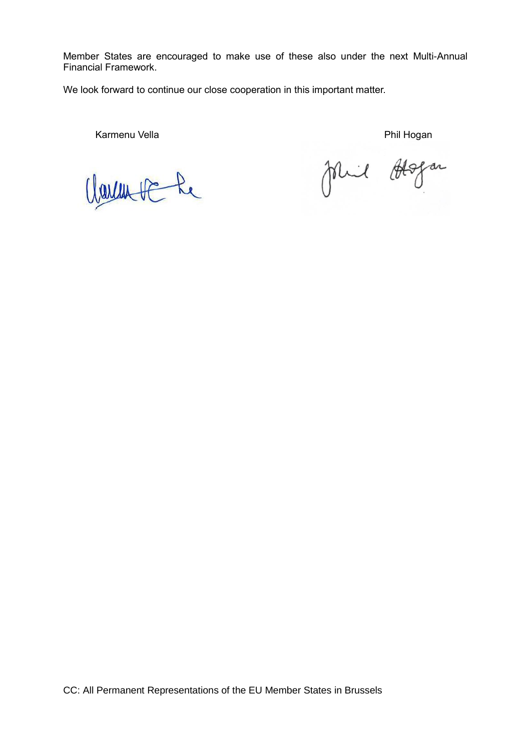Member States are encouraged to make use of these also under the next Multi-Annual Financial Framework.

We look forward to continue our close cooperation in this important matter.

Karmenu Vella

Phil Hogan

CC: All Permanent Representations of the EU Member States in Brussels